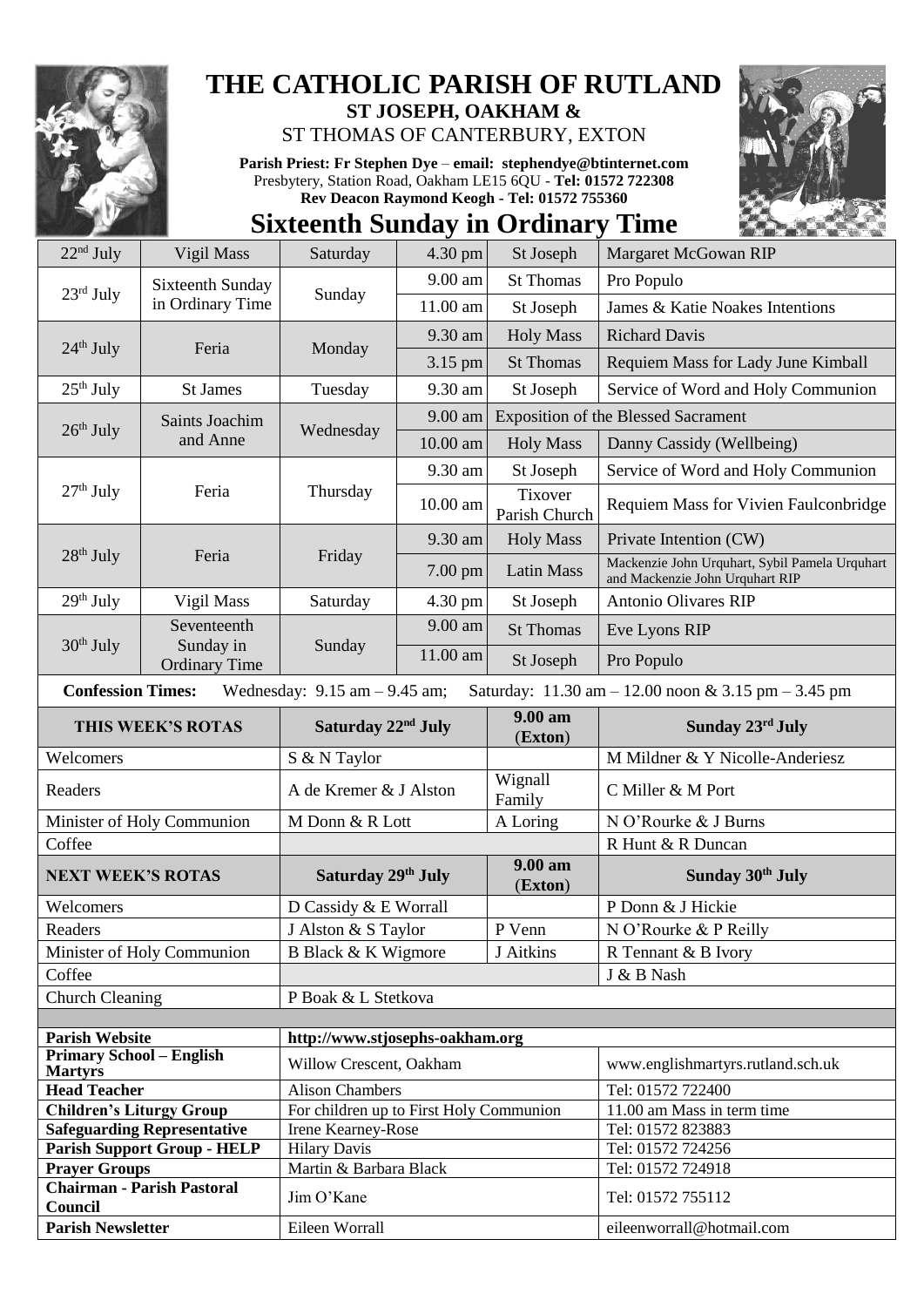# THE CATHOLIC PARISH OF RUTLAND

**ST JOSEPH, OAKHAM &**

ST THOMAS OF CANTERBURY, EXTON

**Parish Priest: Fr Stephen Dye** – **email: stephendye@btinternet.com**
Presbytery, Station Road, Oakham LE15 6QU - **Tel: 01572 722308**
**Rev Deacon Raymond Keogh - Tel: 01572 755360**

## Sixteenth Sunday in Ordinary Time

| Date | Day | | Time | Place | Intention |
|---|---|---|---|---|---|
| 22nd July | Vigil Mass | Saturday | 4.30 pm | St Joseph | Margaret McGowan RIP |
| 23rd July | Sixteenth Sunday in Ordinary Time | Sunday | 9.00 am | St Thomas | Pro Populo |
| | | | 11.00 am | St Joseph | James & Katie Noakes Intentions |
| 24th July | Feria | Monday | 9.30 am | Holy Mass | Richard Davis |
| | | | 3.15 pm | St Thomas | Requiem Mass for Lady June Kimball |
| 25th July | St James | Tuesday | 9.30 am | St Joseph | Service of Word and Holy Communion |
| 26th July | Saints Joachim and Anne | Wednesday | 9.00 am | Exposition of the Blessed Sacrament | |
| | | | 10.00 am | Holy Mass | Danny Cassidy (Wellbeing) |
| 27th July | Feria | Thursday | 9.30 am | St Joseph | Service of Word and Holy Communion |
| | | | 10.00 am | Tixover Parish Church | Requiem Mass for Vivien Faulconbridge |
| 28th July | Feria | Friday | 9.30 am | Holy Mass | Private Intention (CW) |
| | | | 7.00 pm | Latin Mass | Mackenzie John Urquhart, Sybil Pamela Urquhart and Mackenzie John Urquhart RIP |
| 29th July | Vigil Mass | Saturday | 4.30 pm | St Joseph | Antonio Olivares RIP |
| 30th July | Seventeenth Sunday in Ordinary Time | Sunday | 9.00 am | St Thomas | Eve Lyons RIP |
| | | | 11.00 am | St Joseph | Pro Populo |

**Confession Times:** Wednesday: 9.15 am – 9.45 am; Saturday: 11.30 am – 12.00 noon & 3.15 pm – 3.45 pm

| THIS WEEK'S ROTAS | Saturday 22nd July | 9.00 am (Exton) | Sunday 23rd July |
|---|---|---|---|
| Welcomers | S & N Taylor | | M Mildner & Y Nicolle-Anderiesz |
| Readers | A de Kremer & J Alston | Wignall Family | C Miller & M Port |
| Minister of Holy Communion | M Donn & R Lott | A Loring | N O'Rourke & J Burns |
| Coffee | | | R Hunt & R Duncan |
| **NEXT WEEK'S ROTAS** | **Saturday 29th July** | **9.00 am (Exton)** | **Sunday 30th July** |
| Welcomers | D Cassidy & E Worrall | | P Donn & J Hickie |
| Readers | J Alston & S Taylor | P Venn | N O'Rourke & P Reilly |
| Minister of Holy Communion | B Black & K Wigmore | J Aitkins | R Tennant & B Ivory |
| Coffee | | | J & B Nash |
| Church Cleaning | P Boak & L Stetkova | | |

| | | |
|---|---|---|
| **Parish Website** | **http://www.stjosephs-oakham.org** | |
| **Primary School – English Martyrs** | Willow Crescent, Oakham | www.englishmartyrs.rutland.sch.uk |
| **Head Teacher** | Alison Chambers | Tel: 01572 722400 |
| **Children's Liturgy Group** | For children up to First Holy Communion | 11.00 am Mass in term time |
| **Safeguarding Representative** | Irene Kearney-Rose | Tel: 01572 823883 |
| **Parish Support Group - HELP** | Hilary Davis | Tel: 01572 724256 |
| **Prayer Groups** | Martin & Barbara Black | Tel: 01572 724918 |
| **Chairman - Parish Pastoral Council** | Jim O'Kane | Tel: 01572 755112 |
| **Parish Newsletter** | Eileen Worrall | eileenworrall@hotmail.com |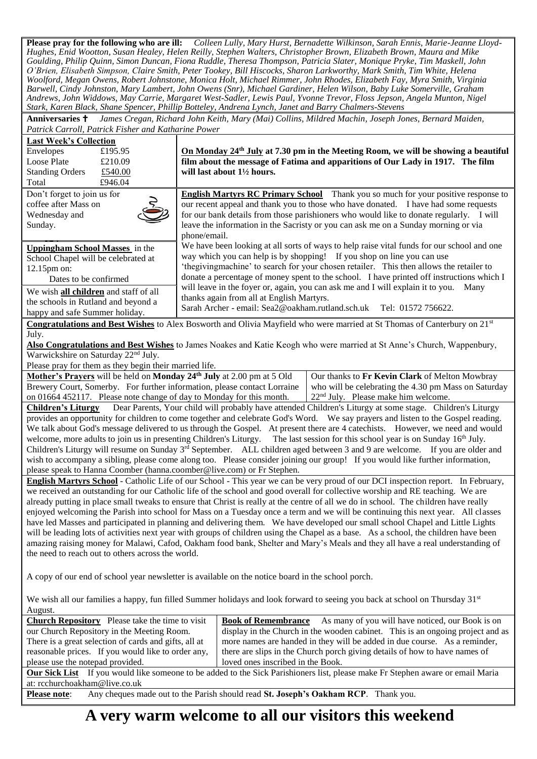**Please pray for the following who are ill:** *Colleen Lully, Mary Hurst, Bernadette Wilkinson, Sarah Ennis, Marie-Jeanne Lloyd-Hughes, Enid Wootton, Susan Healey, Helen Reilly, Stephen Walters, Christopher Brown, Elizabeth Brown, Maura and Mike Goulding, Philip Quinn, Simon Duncan, Fiona Ruddle, Theresa Thompson, Patricia Slater, Monique Pryke, Tim Maskell, John O'Brien, Elisabeth Simpson, Claire Smith, Peter Tookey, Bill Hiscocks, Sharon Larkworthy, Mark Smith, Tim White, Helena Woolford, Megan Owens, Robert Johnstone, Monica Holt, Michael Rimmer, John Rhodes, Elizabeth Fay, Myra Smith, Virginia Barwell, Cindy Johnston, Mary Lambert, John Owens (Snr), Michael Gardiner, Helen Wilson, Baby Luke Somerville, Graham Andrews, John Widdows, May Carrie, Margaret West-Sadler, Lewis Paul, Yvonne Trevor, Floss Jepson, Angela Munton, Nigel Stark, Karen Black, Shane Spencer, Phillip Botteley, Andrena Lynch, Janet and Barry Chalmers-Stevens*

**Anniversaries ✝** *James Cregan, Richard John Keith, Mary (Mai) Collins, Mildred Machin, Joseph Jones, Bernard Maiden, Patrick Carroll, Patrick Fisher and Katharine Power*

**Last Week's Collection**

| | |
|---|---|
| Envelopes | £195.95 |
| Loose Plate | £210.09 |
| Standing Orders | £540.00 |
| Total | £946.04 |

**On Monday 24th July at 7.30 pm in the Meeting Room, we will be showing a beautiful film about the message of Fatima and apparitions of Our Lady in 1917. The film will last about 1½ hours.**

Don't forget to join us for coffee after Mass on Wednesday and Sunday.

**Uppingham School Masses** in the School Chapel will be celebrated at 12.15pm on:
Dates to be confirmed

We wish **all children** and staff of all the schools in Rutland and beyond a happy and safe Summer holiday.

**English Martyrs RC Primary School** Thank you so much for your positive response to our recent appeal and thank you to those who have donated. I have had some requests for our bank details from those parishioners who would like to donate regularly. I will leave the information in the Sacristy or you can ask me on a Sunday morning or via phone/email.
We have been looking at all sorts of ways to help raise vital funds for our school and one way which you can help is by shopping! If you shop on line you can use 'thegivingmachine' to search for your chosen retailer. This then allows the retailer to donate a percentage of money spent to the school. I have printed off instructions which I will leave in the foyer or, again, you can ask me and I will explain it to you. Many thanks again from all at English Martyrs.
Sarah Archer - email: Sea2@oakham.rutland.sch.uk Tel: 01572 756622.

**Congratulations and Best Wishes** to Alex Bosworth and Olivia Mayfield who were married at St Thomas of Canterbury on 21st July.
**Also Congratulations and Best Wishes** to James Noakes and Katie Keogh who were married at St Anne's Church, Wappenbury, Warwickshire on Saturday 22nd July.
Please pray for them as they begin their married life.

**Mother's Prayers** will be held on **Monday 24th July** at 2.00 pm at 5 Old Brewery Court, Somerby. For further information, please contact Lorraine on 01664 452117. Please note change of day to Monday for this month.

Our thanks to **Fr Kevin Clark** of Melton Mowbray who will be celebrating the 4.30 pm Mass on Saturday 22nd July. Please make him welcome.

**Children's Liturgy** Dear Parents, Your child will probably have attended Children's Liturgy at some stage. Children's Liturgy provides an opportunity for children to come together and celebrate God's Word. We say prayers and listen to the Gospel reading. We talk about God's message delivered to us through the Gospel. At present there are 4 catechists. However, we need and would welcome, more adults to join us in presenting Children's Liturgy. The last session for this school year is on Sunday 16th July. Children's Liturgy will resume on Sunday 3rd September. ALL children aged between 3 and 9 are welcome. If you are older and wish to accompany a sibling, please come along too. Please consider joining our group! If you would like further information, please speak to Hanna Coomber (hanna.coomber@live.com) or Fr Stephen.

**English Martyrs School** - Catholic Life of our School - This year we can be very proud of our DCI inspection report. In February, we received an outstanding for our Catholic life of the school and good overall for collective worship and RE teaching. We are already putting in place small tweaks to ensure that Christ is really at the centre of all we do in school. The children have really enjoyed welcoming the Parish into school for Mass on a Tuesday once a term and we will be continuing this next year. All classes have led Masses and participated in planning and delivering them. We have developed our small school Chapel and Little Lights will be leading lots of activities next year with groups of children using the Chapel as a base. As a school, the children have been amazing raising money for Malawi, Cafod, Oakham food bank, Shelter and Mary's Meals and they all have a real understanding of the need to reach out to others across the world.

A copy of our end of school year newsletter is available on the notice board in the school porch.

We wish all our families a happy, fun filled Summer holidays and look forward to seeing you back at school on Thursday 31st August.

**Church Repository** Please take the time to visit our Church Repository in the Meeting Room. There is a great selection of cards and gifts, all at reasonable prices. If you would like to order any, please use the notepad provided.

**Book of Remembrance** As many of you will have noticed, our Book is on display in the Church in the wooden cabinet. This is an ongoing project and as more names are handed in they will be added in due course. As a reminder, there are slips in the Church porch giving details of how to have names of loved ones inscribed in the Book.

**Our Sick List** If you would like someone to be added to the Sick Parishioners list, please make Fr Stephen aware or email Maria at: rcchurchoakham@live.co.uk

**Please note**: Any cheques made out to the Parish should read **St. Joseph's Oakham RCP**. Thank you.

# A very warm welcome to all our visitors this weekend